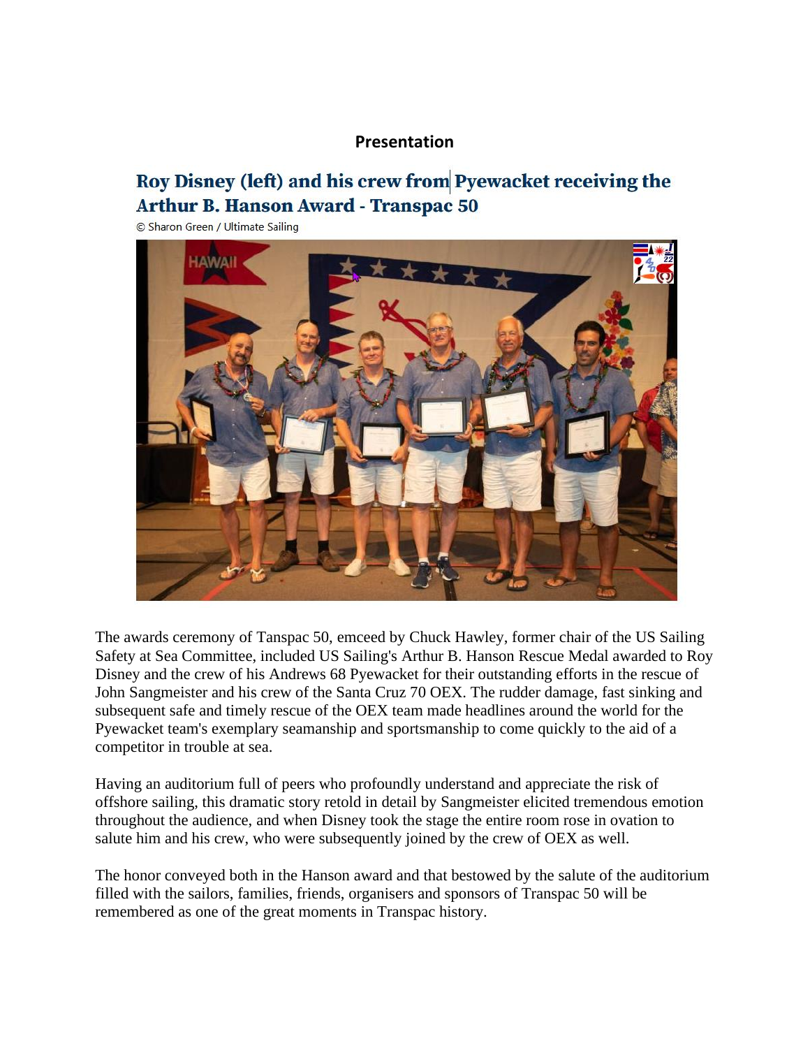## Presentation

### Roy Disney (left) and his crew from Pyewacket receiving the Arthur B. Hanson Award - Transpac 50

© Sharon Green / Ultimate Sailing

The awards ceremony of Tanspac 50, emceed by Chuck Hawley, former chair of the US Sailing Safety at Sea Committee, included US Sailing's Arthur B. Hanson Rescue Medal awarded to Roy Disney and the crew of his Andrews 68 Pyewacket for their outstanding efforts in the rescue of John Sangmeister and his crew of the Santa Cruz 70 OEX. The rudder damage, fast sinking and subsequent safe and timely rescue of the OEX team made headlines around the world for the Pyewacket team's exemplary seamanship and sportsmanship to come quickly to the aid of a competitor in trouble at sea.

Having an auditorium full of peers who profoundly understand and appreciate the risk of offshore sailing, this dramatic story retold in detail by Sangmeister elicited tremendous emotion throughout the audience, and when Disney took the stage the entire room rose in ovation to salute him and his crew, who were subsequently joined by the crew of OEX as well.

The honor conveyed both in the Hanson award and that bestowed by the salute of the auditorium filled with the sailors, families, friends, organisers and sponsors of Transpac 50 will be remembered as one of the great moments in Transpac history.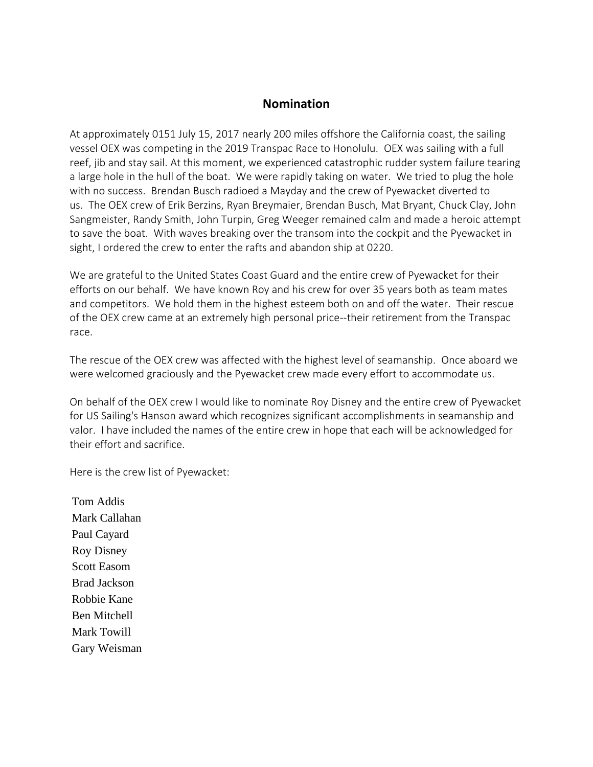## Nomination

At approximately 0151 July 15, 2017 nearly 200 miles offshore the California coast, the sailing vessel OEX was competing in the 2019 Transpac Race to Honolulu. OEX was sailing with a full reef, jib and stay sail. At this moment, we experienced catastrophic rudder system failure tearing a large hole in the hull of the boat. We were rapidly taking on water. We tried to plug the hole with no success. Brendan Busch radioed a Mayday and the crew of Pyewacket diverted to us. The OEX crew of Erik Berzins, Ryan Breymaier, Brendan Busch, Mat Bryant, Chuck Clay, John Sangmeister, Randy Smith, John Turpin, Greg Weeger remained calm and made a heroic attempt to save the boat. With waves breaking over the transom into the cockpit and the Pyewacket in sight, I ordered the crew to enter the rafts and abandon ship at 0220.

We are grateful to the United States Coast Guard and the entire crew of Pyewacket for their efforts on our behalf. We have known Roy and his crew for over 35 years both as team mates and competitors. We hold them in the highest esteem both on and off the water. Their rescue of the OEX crew came at an extremely high personal price--their retirement from the Transpac race.

The rescue of the OEX crew was affected with the highest level of seamanship. Once aboard we were welcomed graciously and the Pyewacket crew made every effort to accommodate us.

On behalf of the OEX crew I would like to nominate Roy Disney and the entire crew of Pyewacket for US Sailing's Hanson award which recognizes significant accomplishments in seamanship and valor. I have included the names of the entire crew in hope that each will be acknowledged for their effort and sacrifice.

Here is the crew list of Pyewacket:

Tom Addis
Mark Callahan
Paul Cayard
Roy Disney
Scott Easom
Brad Jackson
Robbie Kane
Ben Mitchell
Mark Towill
Gary Weisman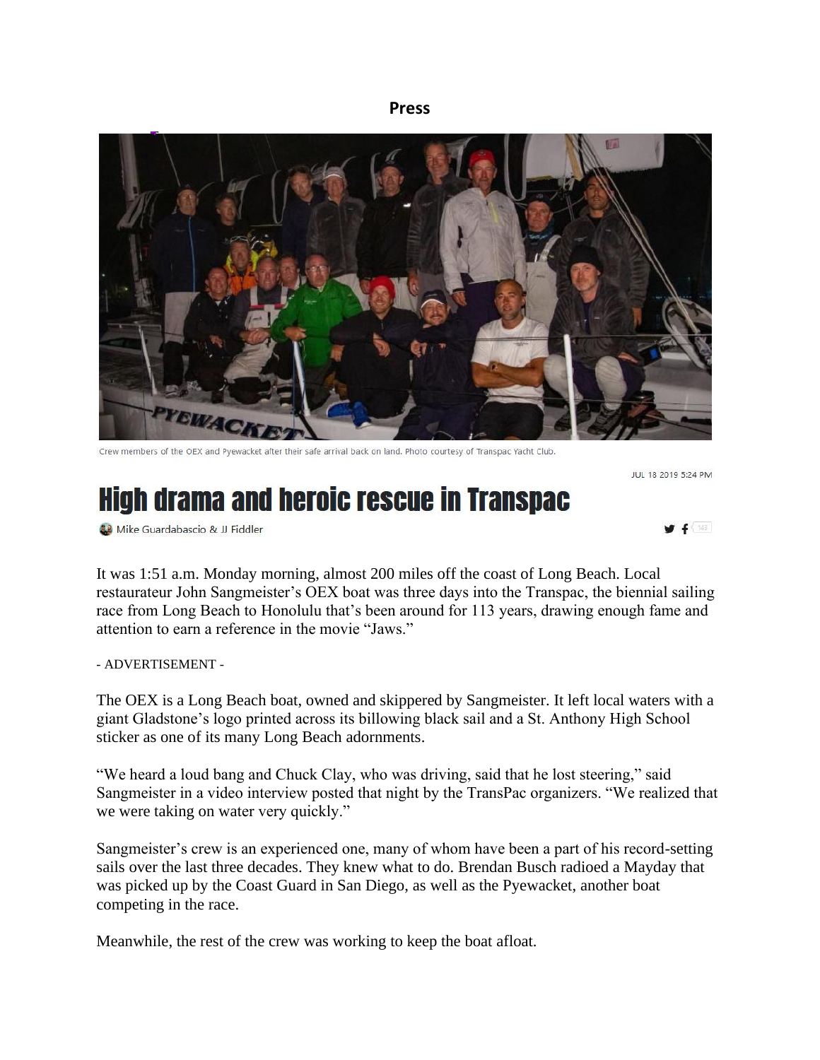**Press**

Crew members of the OEX and Pyewacket after their safe arrival back on land. Photo courtesy of Transpac Yacht Club.

JUL 18 2019 5:24 PM

# High drama and heroic rescue in Transpac

Mike Guardabascio & JJ Fiddler

It was 1:51 a.m. Monday morning, almost 200 miles off the coast of Long Beach. Local restaurateur John Sangmeister's OEX boat was three days into the Transpac, the biennial sailing race from Long Beach to Honolulu that's been around for 113 years, drawing enough fame and attention to earn a reference in the movie "Jaws."

- ADVERTISEMENT -

The OEX is a Long Beach boat, owned and skippered by Sangmeister. It left local waters with a giant Gladstone's logo printed across its billowing black sail and a St. Anthony High School sticker as one of its many Long Beach adornments.

"We heard a loud bang and Chuck Clay, who was driving, said that he lost steering," said Sangmeister in a video interview posted that night by the TransPac organizers. "We realized that we were taking on water very quickly."

Sangmeister's crew is an experienced one, many of whom have been a part of his record-setting sails over the last three decades. They knew what to do. Brendan Busch radioed a Mayday that was picked up by the Coast Guard in San Diego, as well as the Pyewacket, another boat competing in the race.

Meanwhile, the rest of the crew was working to keep the boat afloat.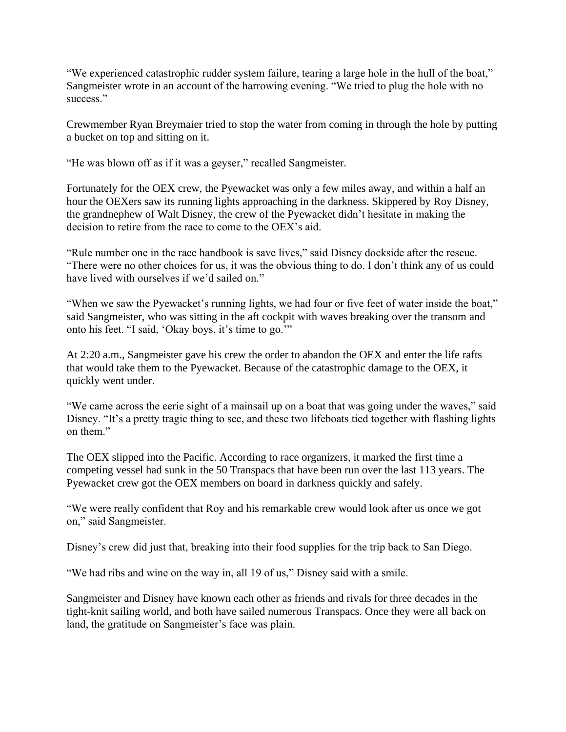"We experienced catastrophic rudder system failure, tearing a large hole in the hull of the boat," Sangmeister wrote in an account of the harrowing evening. "We tried to plug the hole with no success."

Crewmember Ryan Breymaier tried to stop the water from coming in through the hole by putting a bucket on top and sitting on it.

"He was blown off as if it was a geyser," recalled Sangmeister.

Fortunately for the OEX crew, the Pyewacket was only a few miles away, and within a half an hour the OEXers saw its running lights approaching in the darkness. Skippered by Roy Disney, the grandnephew of Walt Disney, the crew of the Pyewacket didn't hesitate in making the decision to retire from the race to come to the OEX's aid.

"Rule number one in the race handbook is save lives," said Disney dockside after the rescue. "There were no other choices for us, it was the obvious thing to do. I don't think any of us could have lived with ourselves if we'd sailed on."

"When we saw the Pyewacket's running lights, we had four or five feet of water inside the boat," said Sangmeister, who was sitting in the aft cockpit with waves breaking over the transom and onto his feet. "I said, 'Okay boys, it's time to go.'"

At 2:20 a.m., Sangmeister gave his crew the order to abandon the OEX and enter the life rafts that would take them to the Pyewacket. Because of the catastrophic damage to the OEX, it quickly went under.

"We came across the eerie sight of a mainsail up on a boat that was going under the waves," said Disney. "It's a pretty tragic thing to see, and these two lifeboats tied together with flashing lights on them."

The OEX slipped into the Pacific. According to race organizers, it marked the first time a competing vessel had sunk in the 50 Transpacs that have been run over the last 113 years. The Pyewacket crew got the OEX members on board in darkness quickly and safely.

"We were really confident that Roy and his remarkable crew would look after us once we got on," said Sangmeister.

Disney's crew did just that, breaking into their food supplies for the trip back to San Diego.

"We had ribs and wine on the way in, all 19 of us," Disney said with a smile.

Sangmeister and Disney have known each other as friends and rivals for three decades in the tight-knit sailing world, and both have sailed numerous Transpacs. Once they were all back on land, the gratitude on Sangmeister's face was plain.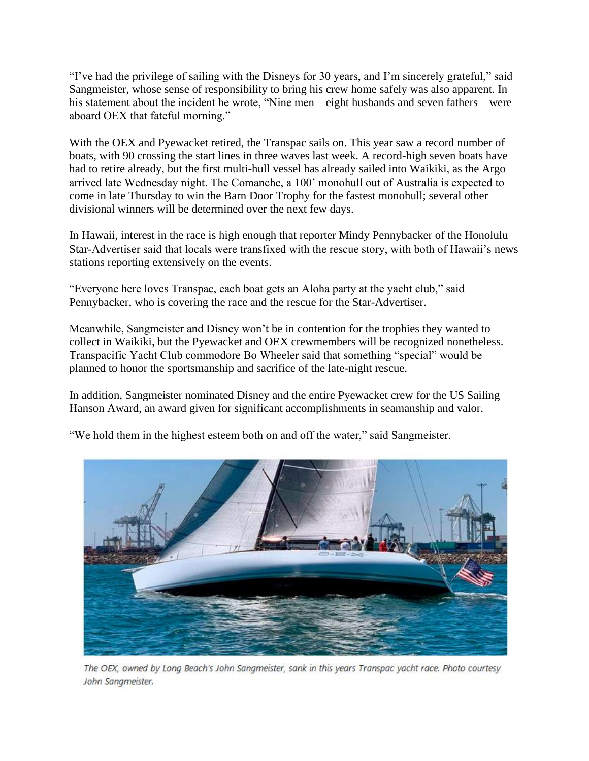"I've had the privilege of sailing with the Disneys for 30 years, and I'm sincerely grateful," said Sangmeister, whose sense of responsibility to bring his crew home safely was also apparent. In his statement about the incident he wrote, "Nine men—eight husbands and seven fathers—were aboard OEX that fateful morning."

With the OEX and Pyewacket retired, the Transpac sails on. This year saw a record number of boats, with 90 crossing the start lines in three waves last week. A record-high seven boats have had to retire already, but the first multi-hull vessel has already sailed into Waikiki, as the Argo arrived late Wednesday night. The Comanche, a 100' monohull out of Australia is expected to come in late Thursday to win the Barn Door Trophy for the fastest monohull; several other divisional winners will be determined over the next few days.

In Hawaii, interest in the race is high enough that reporter Mindy Pennybacker of the Honolulu Star-Advertiser said that locals were transfixed with the rescue story, with both of Hawaii's news stations reporting extensively on the events.

"Everyone here loves Transpac, each boat gets an Aloha party at the yacht club," said Pennybacker, who is covering the race and the rescue for the Star-Advertiser.

Meanwhile, Sangmeister and Disney won't be in contention for the trophies they wanted to collect in Waikiki, but the Pyewacket and OEX crewmembers will be recognized nonetheless. Transpacific Yacht Club commodore Bo Wheeler said that something "special" would be planned to honor the sportsmanship and sacrifice of the late-night rescue.

In addition, Sangmeister nominated Disney and the entire Pyewacket crew for the US Sailing Hanson Award, an award given for significant accomplishments in seamanship and valor.

"We hold them in the highest esteem both on and off the water," said Sangmeister.

*The OEX, owned by Long Beach's John Sangmeister, sank in this years Transpac yacht race. Photo courtesy John Sangmeister.*